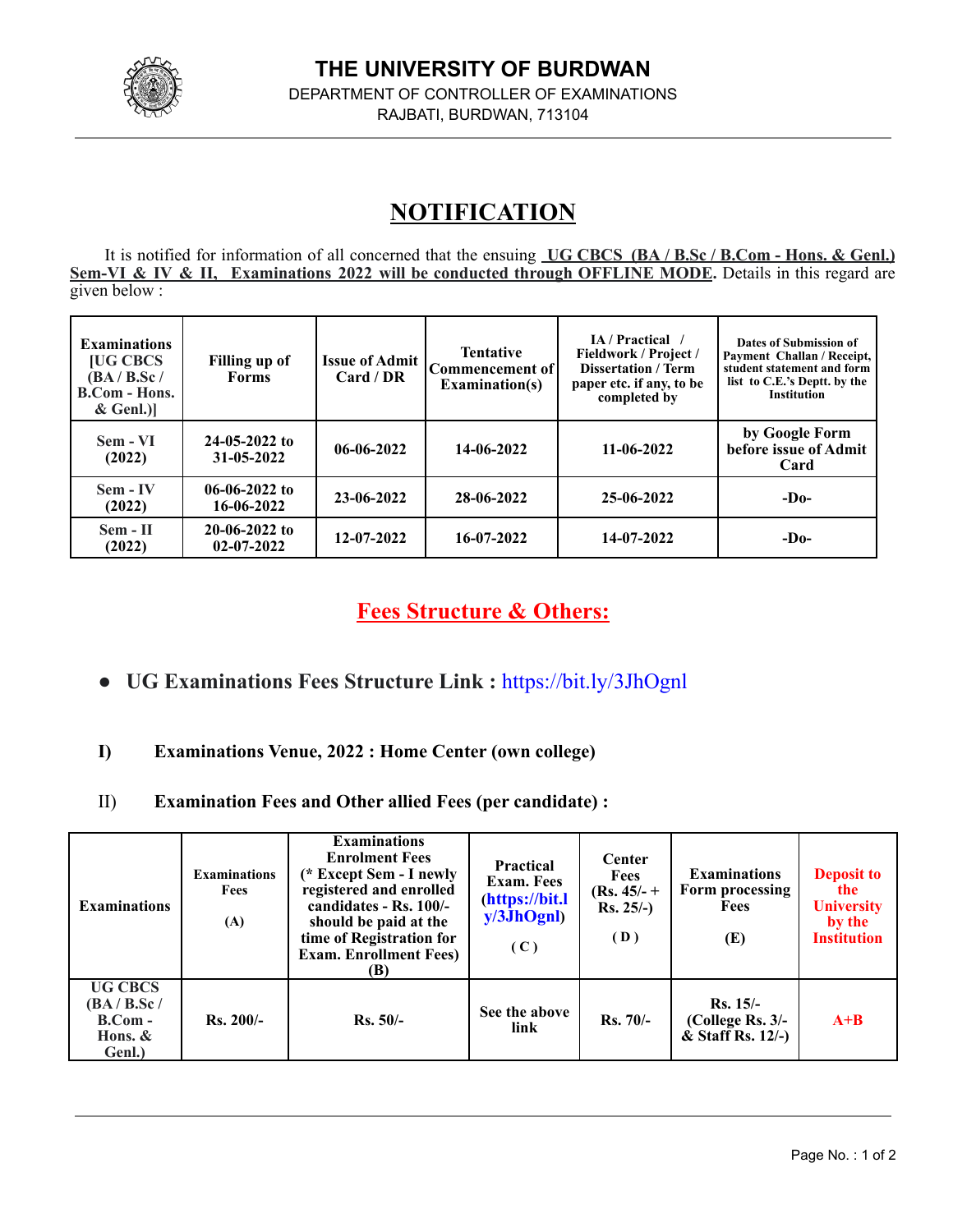# THE UNIVERSITY OF BURDWAN

DEPARTMENT OF CONTROLLER OF EXAMINATIONS

RAJBATI, BURDWAN, 713104

## NOTIFICATION

It is notified for information of all concerned that the ensuing **UG CBCS (BA / B.Sc / B.Com - Hons. & Genl.) Sem-VI & IV & II, Examinations 2022 will be conducted through OFFLINE MODE.** Details in this regard are given below :

| Examinations [UG CBCS (BA / B.Sc / B.Com - Hons. & Genl.)] | Filling up of Forms | Issue of Admit Card / DR | Tentative Commencement of Examination(s) | IA / Practical / Fieldwork / Project / Dissertation / Term paper etc. if any, to be completed by | Dates of Submission of Payment Challan / Receipt, student statement and form list to C.E.'s Deptt. by the Institution |
|---|---|---|---|---|---|
| Sem - VI (2022) | 24-05-2022 to 31-05-2022 | 06-06-2022 | 14-06-2022 | 11-06-2022 | by Google Form before issue of Admit Card |
| Sem - IV (2022) | 06-06-2022 to 16-06-2022 | 23-06-2022 | 28-06-2022 | 25-06-2022 | -Do- |
| Sem - II (2022) | 20-06-2022 to 02-07-2022 | 12-07-2022 | 16-07-2022 | 14-07-2022 | -Do- |

## Fees Structure & Others:

- **UG Examinations Fees Structure Link :** https://bit.ly/3JhOgnl

**I) Examinations Venue, 2022 : Home Center (own college)**

II) **Examination Fees and Other allied Fees (per candidate) :**

| Examinations | Examinations Fees (A) | Examinations Enrolment Fees (* Except Sem - I newly registered and enrolled candidates - Rs. 100/- should be paid at the time of Registration for Exam. Enrollment Fees) (B) | Practical Exam. Fees (https://bit.ly/3JhOgnl) ( C ) | Center Fees (Rs. 45/- + Rs. 25/-) ( D ) | Examinations Form processing Fees (E) | Deposit to the University by the Institution |
|---|---|---|---|---|---|---|
| UG CBCS (BA / B.Sc / B.Com - Hons. & Genl.) | Rs. 200/- | Rs. 50/- | See the above link | Rs. 70/- | Rs. 15/- (College Rs. 3/- & Staff Rs. 12/-) | A+B |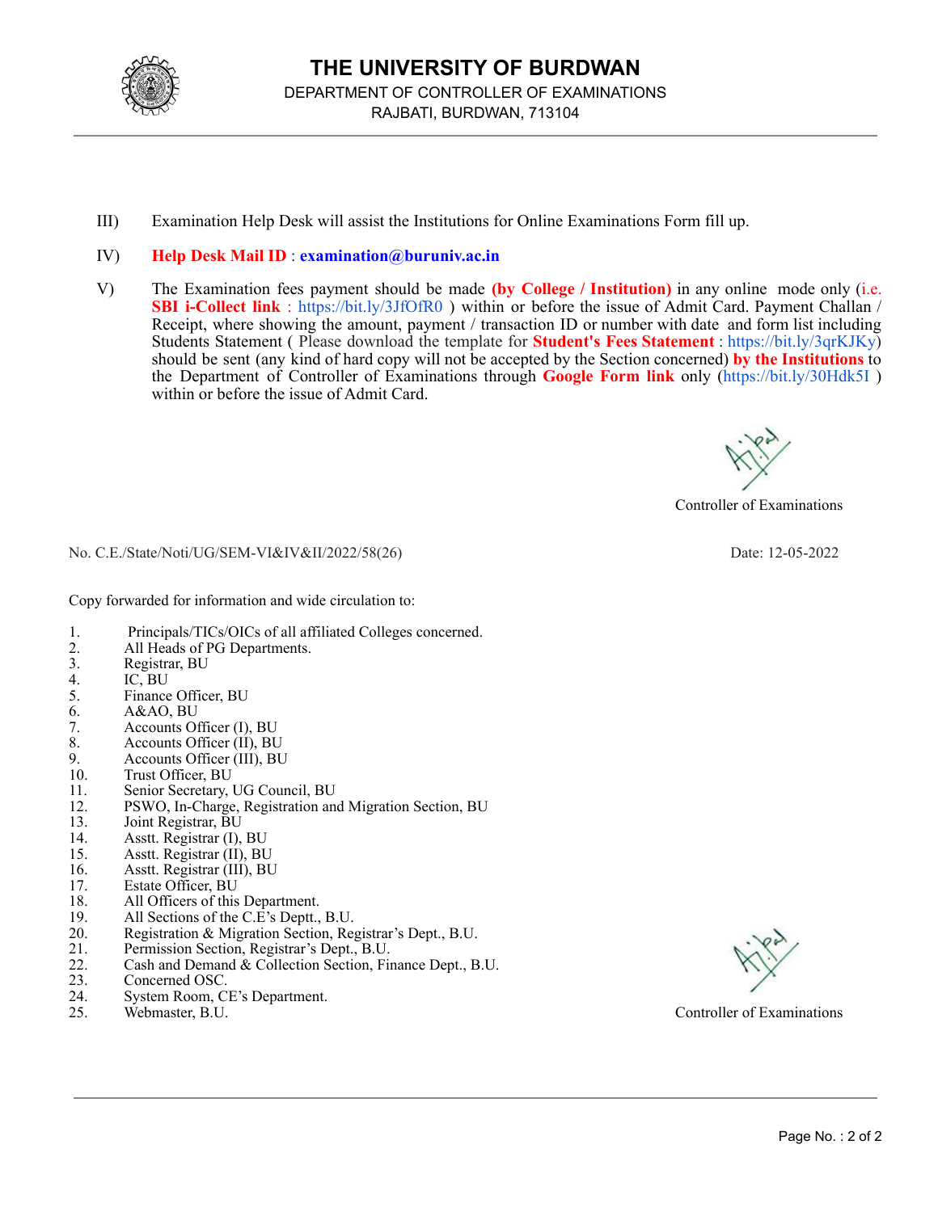# THE UNIVERSITY OF BURDWAN

DEPARTMENT OF CONTROLLER OF EXAMINATIONS
RAJBATI, BURDWAN, 713104

III) Examination Help Desk will assist the Institutions for Online Examinations Form fill up.

IV) **Help Desk Mail ID** : **examination@buruniv.ac.in**

V) The Examination fees payment should be made **(by College / Institution)** in any online mode only (i.e. **SBI i-Collect link** : https://bit.ly/3JfOfR0 ) within or before the issue of Admit Card. Payment Challan / Receipt, where showing the amount, payment / transaction ID or number with date and form list including Students Statement ( Please download the template for **Student's Fees Statement** : https://bit.ly/3qrKJKy) should be sent (any kind of hard copy will not be accepted by the Section concerned) **by the Institutions** to the Department of Controller of Examinations through **Google Form link** only (https://bit.ly/30Hdk5I ) within or before the issue of Admit Card.

Controller of Examinations

No. C.E./State/Noti/UG/SEM-VI&IV&II/2022/58(26)

Date: 12-05-2022

Copy forwarded for information and wide circulation to:

1. Principals/TICs/OICs of all affiliated Colleges concerned.
2. All Heads of PG Departments.
3. Registrar, BU
4. IC, BU
5. Finance Officer, BU
6. A&AO, BU
7. Accounts Officer (I), BU
8. Accounts Officer (II), BU
9. Accounts Officer (III), BU
10. Trust Officer, BU
11. Senior Secretary, UG Council, BU
12. PSWO, In-Charge, Registration and Migration Section, BU
13. Joint Registrar, BU
14. Asstt. Registrar (I), BU
15. Asstt. Registrar (II), BU
16. Asstt. Registrar (III), BU
17. Estate Officer, BU
18. All Officers of this Department.
19. All Sections of the C.E's Deptt., B.U.
20. Registration & Migration Section, Registrar's Dept., B.U.
21. Permission Section, Registrar's Dept., B.U.
22. Cash and Demand & Collection Section, Finance Dept., B.U.
23. Concerned OSC.
24. System Room, CE's Department.
25. Webmaster, B.U.

Controller of Examinations